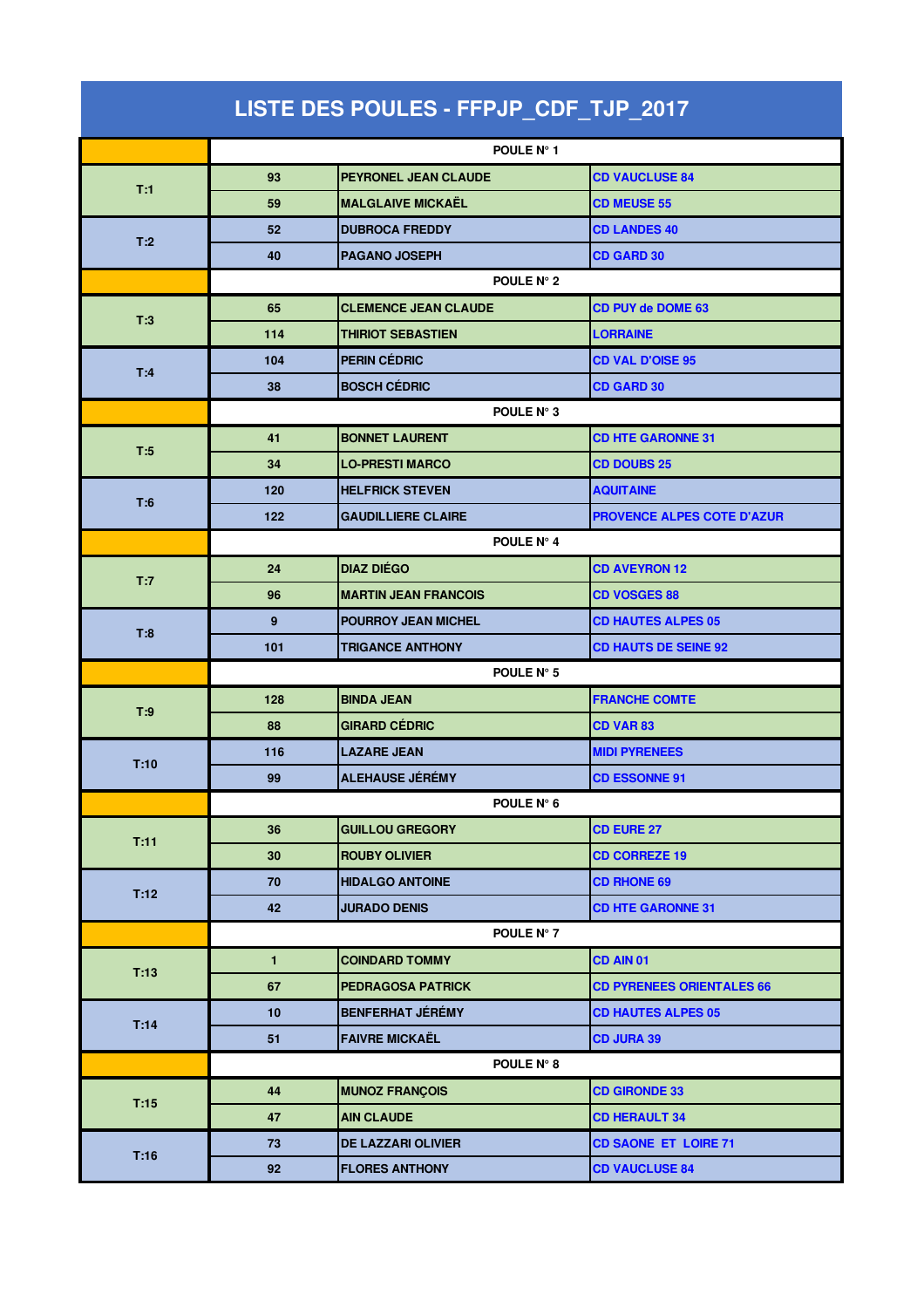# LISTE DES POULES - FFPJP_CDF_TJP_2017

| | | | |
|---|---|---|---|
| | POULE N° 1 | | |
| T:1 | 93 | PEYRONEL JEAN CLAUDE | CD VAUCLUSE 84 |
| | 59 | MALGLAIVE MICKAËL | CD MEUSE 55 |
| T:2 | 52 | DUBROCA FREDDY | CD LANDES 40 |
| | 40 | PAGANO JOSEPH | CD GARD 30 |
| | POULE N° 2 | | |
| T:3 | 65 | CLEMENCE JEAN CLAUDE | CD PUY de DOME 63 |
| | 114 | THIRIOT SEBASTIEN | LORRAINE |
| T:4 | 104 | PERIN CÉDRIC | CD VAL D'OISE 95 |
| | 38 | BOSCH CÉDRIC | CD GARD 30 |
| | POULE N° 3 | | |
| T:5 | 41 | BONNET LAURENT | CD HTE GARONNE 31 |
| | 34 | LO-PRESTI MARCO | CD DOUBS 25 |
| T:6 | 120 | HELFRICK STEVEN | AQUITAINE |
| | 122 | GAUDILLIERE CLAIRE | PROVENCE ALPES COTE D'AZUR |
| | POULE N° 4 | | |
| T:7 | 24 | DIAZ DIÉGO | CD AVEYRON 12 |
| | 96 | MARTIN JEAN FRANCOIS | CD VOSGES 88 |
| T:8 | 9 | POURROY JEAN MICHEL | CD HAUTES ALPES 05 |
| | 101 | TRIGANCE ANTHONY | CD HAUTS DE SEINE 92 |
| | POULE N° 5 | | |
| T:9 | 128 | BINDA JEAN | FRANCHE COMTE |
| | 88 | GIRARD CÉDRIC | CD VAR 83 |
| T:10 | 116 | LAZARE JEAN | MIDI PYRENEES |
| | 99 | ALEHAUSE JÉRÉMY | CD ESSONNE 91 |
| | POULE N° 6 | | |
| T:11 | 36 | GUILLOU GREGORY | CD EURE 27 |
| | 30 | ROUBY OLIVIER | CD CORREZE 19 |
| T:12 | 70 | HIDALGO ANTOINE | CD RHONE 69 |
| | 42 | JURADO DENIS | CD HTE GARONNE 31 |
| | POULE N° 7 | | |
| T:13 | 1 | COINDARD TOMMY | CD AIN 01 |
| | 67 | PEDRAGOSA PATRICK | CD PYRENEES ORIENTALES 66 |
| T:14 | 10 | BENFERHAT JÉRÉMY | CD HAUTES ALPES 05 |
| | 51 | FAIVRE MICKAËL | CD JURA 39 |
| | POULE N° 8 | | |
| T:15 | 44 | MUNOZ FRANÇOIS | CD GIRONDE 33 |
| | 47 | AIN CLAUDE | CD HERAULT 34 |
| T:16 | 73 | DE LAZZARI OLIVIER | CD SAONE ET LOIRE 71 |
| | 92 | FLORES ANTHONY | CD VAUCLUSE 84 |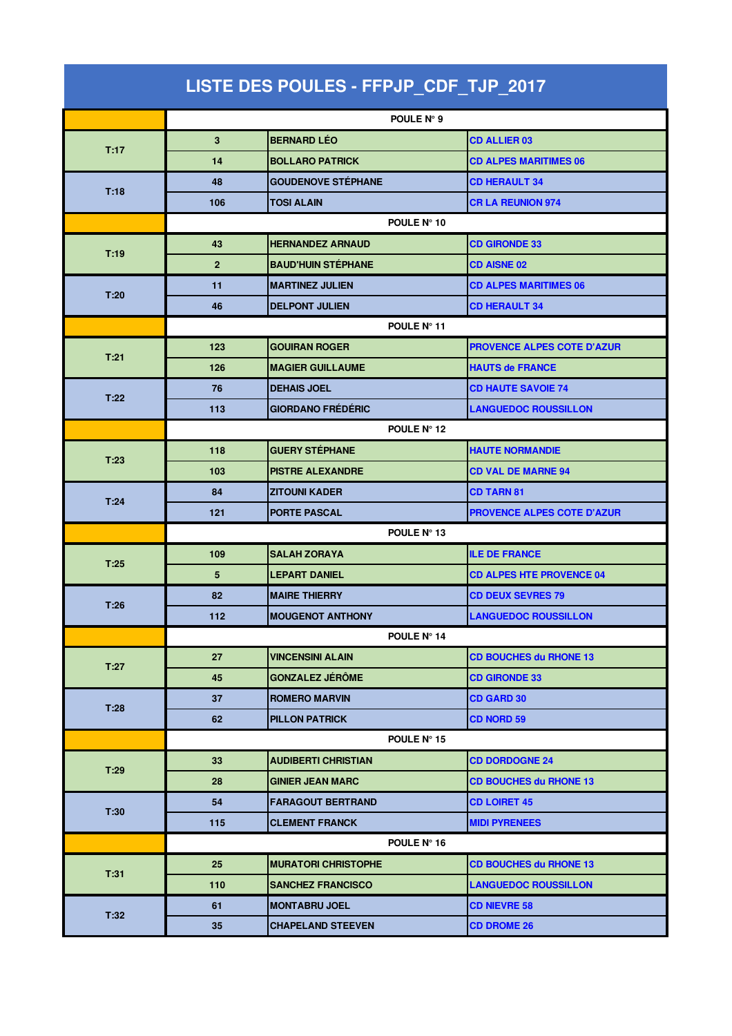# LISTE DES POULES - FFPJP_CDF_TJP_2017

| | | | |
|---|---|---|---|
| | POULE N° 9 | | |
| T:17 | 3 | BERNARD LÉO | CD ALLIER 03 |
| | 14 | BOLLARO PATRICK | CD ALPES MARITIMES 06 |
| T:18 | 48 | GOUDENOVE STÉPHANE | CD HERAULT 34 |
| | 106 | TOSI ALAIN | CR LA REUNION 974 |
| | POULE N° 10 | | |
| T:19 | 43 | HERNANDEZ ARNAUD | CD GIRONDE 33 |
| | 2 | BAUD'HUIN STÉPHANE | CD AISNE 02 |
| T:20 | 11 | MARTINEZ JULIEN | CD ALPES MARITIMES 06 |
| | 46 | DELPONT JULIEN | CD HERAULT 34 |
| | POULE N° 11 | | |
| T:21 | 123 | GOUIRAN ROGER | PROVENCE ALPES COTE D'AZUR |
| | 126 | MAGIER GUILLAUME | HAUTS de FRANCE |
| T:22 | 76 | DEHAIS JOEL | CD HAUTE SAVOIE 74 |
| | 113 | GIORDANO FRÉDÉRIC | LANGUEDOC ROUSSILLON |
| | POULE N° 12 | | |
| T:23 | 118 | GUERY STÉPHANE | HAUTE NORMANDIE |
| | 103 | PISTRE ALEXANDRE | CD VAL DE MARNE 94 |
| T:24 | 84 | ZITOUNI KADER | CD TARN 81 |
| | 121 | PORTE PASCAL | PROVENCE ALPES COTE D'AZUR |
| | POULE N° 13 | | |
| T:25 | 109 | SALAH ZORAYA | ILE DE FRANCE |
| | 5 | LEPART DANIEL | CD ALPES HTE PROVENCE 04 |
| T:26 | 82 | MAIRE THIERRY | CD DEUX SEVRES 79 |
| | 112 | MOUGENOT ANTHONY | LANGUEDOC ROUSSILLON |
| | POULE N° 14 | | |
| T:27 | 27 | VINCENSINI ALAIN | CD BOUCHES du RHONE 13 |
| | 45 | GONZALEZ JÉRÔME | CD GIRONDE 33 |
| T:28 | 37 | ROMERO MARVIN | CD GARD 30 |
| | 62 | PILLON PATRICK | CD NORD 59 |
| | POULE N° 15 | | |
| T:29 | 33 | AUDIBERTI CHRISTIAN | CD DORDOGNE 24 |
| | 28 | GINIER JEAN MARC | CD BOUCHES du RHONE 13 |
| T:30 | 54 | FARAGOUT BERTRAND | CD LOIRET 45 |
| | 115 | CLEMENT FRANCK | MIDI PYRENEES |
| | POULE N° 16 | | |
| T:31 | 25 | MURATORI CHRISTOPHE | CD BOUCHES du RHONE 13 |
| | 110 | SANCHEZ FRANCISCO | LANGUEDOC ROUSSILLON |
| T:32 | 61 | MONTABRU JOEL | CD NIEVRE 58 |
| | 35 | CHAPELAND STEEVEN | CD DROME 26 |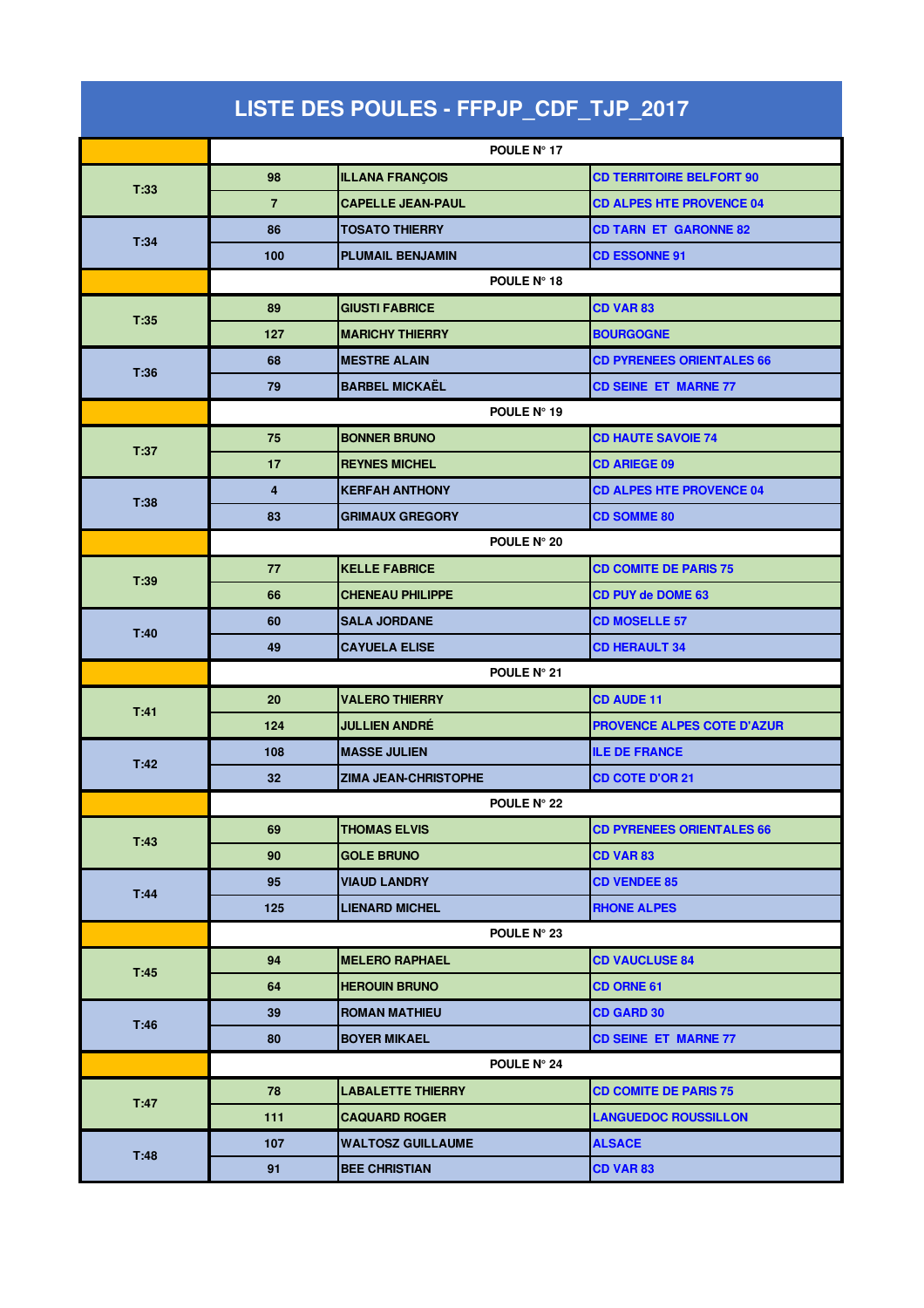# LISTE DES POULES - FFPJP_CDF_TJP_2017

| | | | |
|---|---|---|---|
| | POULE N° 17 | | |
| T:33 | 98 | ILLANA FRANÇOIS | CD TERRITOIRE BELFORT 90 |
| | 7 | CAPELLE JEAN-PAUL | CD ALPES HTE PROVENCE 04 |
| T:34 | 86 | TOSATO THIERRY | CD TARN ET GARONNE 82 |
| | 100 | PLUMAIL BENJAMIN | CD ESSONNE 91 |
| | POULE N° 18 | | |
| T:35 | 89 | GIUSTI FABRICE | CD VAR 83 |
| | 127 | MARICHY THIERRY | BOURGOGNE |
| T:36 | 68 | MESTRE ALAIN | CD PYRENEES ORIENTALES 66 |
| | 79 | BARBEL MICKAËL | CD SEINE ET MARNE 77 |
| | POULE N° 19 | | |
| T:37 | 75 | BONNER BRUNO | CD HAUTE SAVOIE 74 |
| | 17 | REYNES MICHEL | CD ARIEGE 09 |
| T:38 | 4 | KERFAH ANTHONY | CD ALPES HTE PROVENCE 04 |
| | 83 | GRIMAUX GREGORY | CD SOMME 80 |
| | POULE N° 20 | | |
| T:39 | 77 | KELLE FABRICE | CD COMITE DE PARIS 75 |
| | 66 | CHENEAU PHILIPPE | CD PUY de DOME 63 |
| T:40 | 60 | SALA JORDANE | CD MOSELLE 57 |
| | 49 | CAYUELA ELISE | CD HERAULT 34 |
| | POULE N° 21 | | |
| T:41 | 20 | VALERO THIERRY | CD AUDE 11 |
| | 124 | JULLIEN ANDRÉ | PROVENCE ALPES COTE D'AZUR |
| T:42 | 108 | MASSE JULIEN | ILE DE FRANCE |
| | 32 | ZIMA JEAN-CHRISTOPHE | CD COTE D'OR 21 |
| | POULE N° 22 | | |
| T:43 | 69 | THOMAS ELVIS | CD PYRENEES ORIENTALES 66 |
| | 90 | GOLE BRUNO | CD VAR 83 |
| T:44 | 95 | VIAUD LANDRY | CD VENDEE 85 |
| | 125 | LIENARD MICHEL | RHONE ALPES |
| | POULE N° 23 | | |
| T:45 | 94 | MELERO RAPHAEL | CD VAUCLUSE 84 |
| | 64 | HEROUIN BRUNO | CD ORNE 61 |
| T:46 | 39 | ROMAN MATHIEU | CD GARD 30 |
| | 80 | BOYER MIKAEL | CD SEINE ET MARNE 77 |
| | POULE N° 24 | | |
| T:47 | 78 | LABALETTE THIERRY | CD COMITE DE PARIS 75 |
| | 111 | CAQUARD ROGER | LANGUEDOC ROUSSILLON |
| T:48 | 107 | WALTOSZ GUILLAUME | ALSACE |
| | 91 | BEE CHRISTIAN | CD VAR 83 |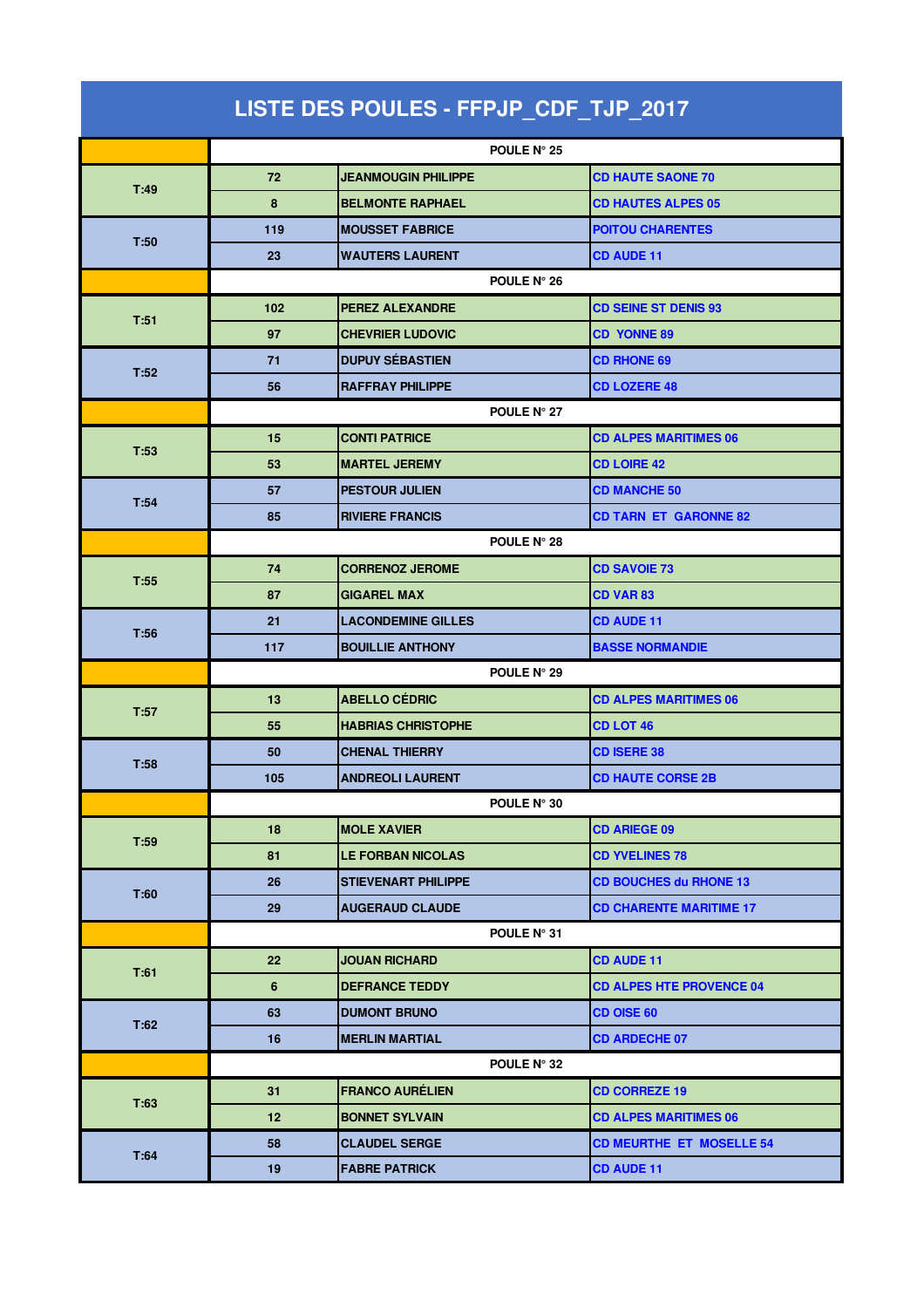# LISTE DES POULES - FFPJP_CDF_TJP_2017

| | | | |
|---|---|---|---|
| | POULE N° 25 | | |
| T:49 | 72 | JEANMOUGIN PHILIPPE | CD HAUTE SAONE 70 |
| | 8 | BELMONTE RAPHAEL | CD HAUTES ALPES 05 |
| T:50 | 119 | MOUSSET FABRICE | POITOU CHARENTES |
| | 23 | WAUTERS LAURENT | CD AUDE 11 |
| | POULE N° 26 | | |
| T:51 | 102 | PEREZ ALEXANDRE | CD SEINE ST DENIS 93 |
| | 97 | CHEVRIER LUDOVIC | CD  YONNE 89 |
| T:52 | 71 | DUPUY SÉBASTIEN | CD RHONE 69 |
| | 56 | RAFFRAY PHILIPPE | CD LOZERE 48 |
| | POULE N° 27 | | |
| T:53 | 15 | CONTI PATRICE | CD ALPES MARITIMES 06 |
| | 53 | MARTEL JEREMY | CD LOIRE 42 |
| T:54 | 57 | PESTOUR JULIEN | CD MANCHE 50 |
| | 85 | RIVIERE FRANCIS | CD TARN  ET  GARONNE 82 |
| | POULE N° 28 | | |
| T:55 | 74 | CORRENOZ JEROME | CD SAVOIE 73 |
| | 87 | GIGAREL MAX | CD VAR 83 |
| T:56 | 21 | LACONDEMINE GILLES | CD AUDE 11 |
| | 117 | BOUILLIE ANTHONY | BASSE NORMANDIE |
| | POULE N° 29 | | |
| T:57 | 13 | ABELLO CÉDRIC | CD ALPES MARITIMES 06 |
| | 55 | HABRIAS CHRISTOPHE | CD LOT 46 |
| T:58 | 50 | CHENAL THIERRY | CD ISERE 38 |
| | 105 | ANDREOLI LAURENT | CD HAUTE CORSE 2B |
| | POULE N° 30 | | |
| T:59 | 18 | MOLE XAVIER | CD ARIEGE 09 |
| | 81 | LE FORBAN NICOLAS | CD YVELINES 78 |
| T:60 | 26 | STIEVENART PHILIPPE | CD BOUCHES du RHONE 13 |
| | 29 | AUGERAUD CLAUDE | CD CHARENTE MARITIME 17 |
| | POULE N° 31 | | |
| T:61 | 22 | JOUAN RICHARD | CD AUDE 11 |
| | 6 | DEFRANCE TEDDY | CD ALPES HTE PROVENCE 04 |
| T:62 | 63 | DUMONT BRUNO | CD OISE 60 |
| | 16 | MERLIN MARTIAL | CD ARDECHE 07 |
| | POULE N° 32 | | |
| T:63 | 31 | FRANCO AURÉLIEN | CD CORREZE 19 |
| | 12 | BONNET SYLVAIN | CD ALPES MARITIMES 06 |
| T:64 | 58 | CLAUDEL SERGE | CD MEURTHE  ET  MOSELLE 54 |
| | 19 | FABRE PATRICK | CD AUDE 11 |